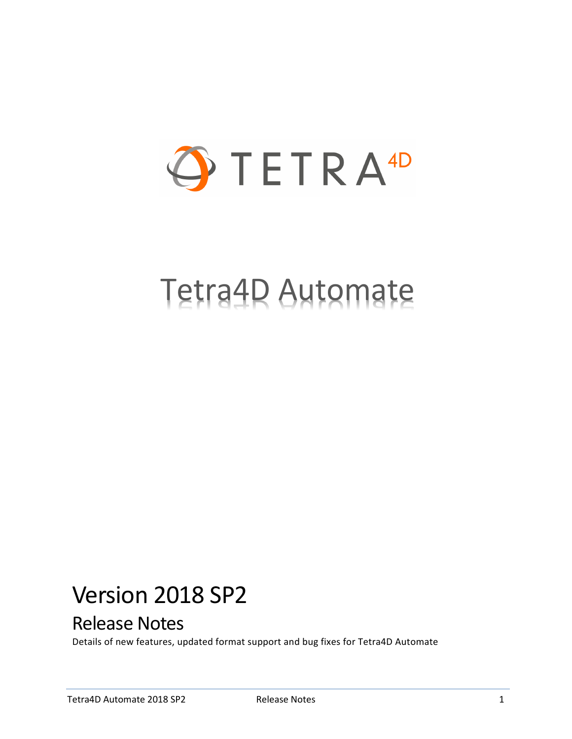TETRA4D

# Tetra4D Automate

# Version 2018 SP2

## Release Notes

Details of new features, updated format support and bug fixes for Tetra4D Automate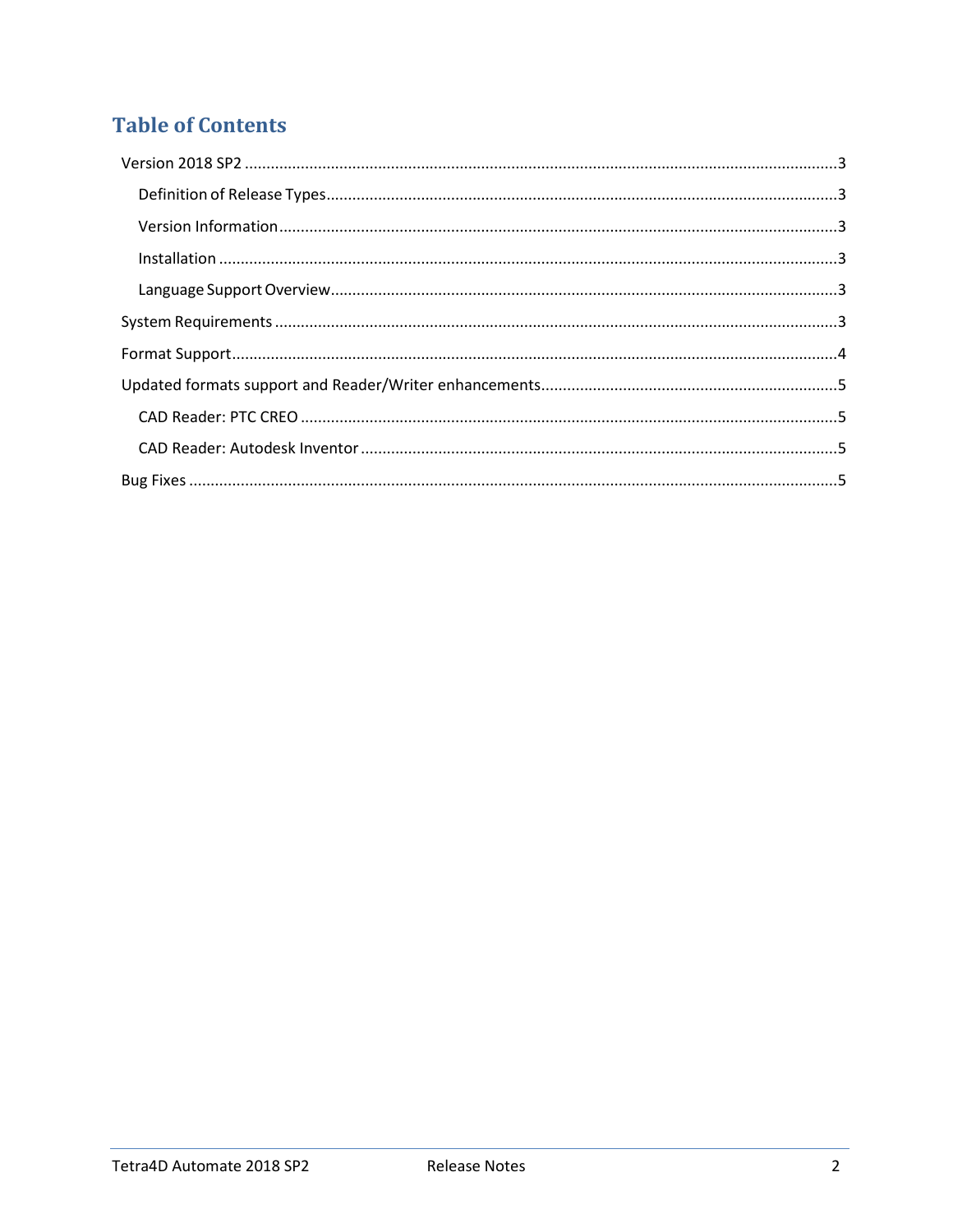# Table of Contents

- Version 2018 SP2 ....................................................................................................3
  - Definition of Release Types ....................................................................................3
  - Version Information ..............................................................................................3
  - Installation ..........................................................................................................3
  - Language Support Overview ...................................................................................3
- System Requirements ..................................................................................................3
- Format Support ...........................................................................................................4
- Updated formats support and Reader/Writer enhancements ..............................................5
  - CAD Reader: PTC CREO ........................................................................................5
  - CAD Reader: Autodesk Inventor ..............................................................................5
- Bug Fixes ...................................................................................................................5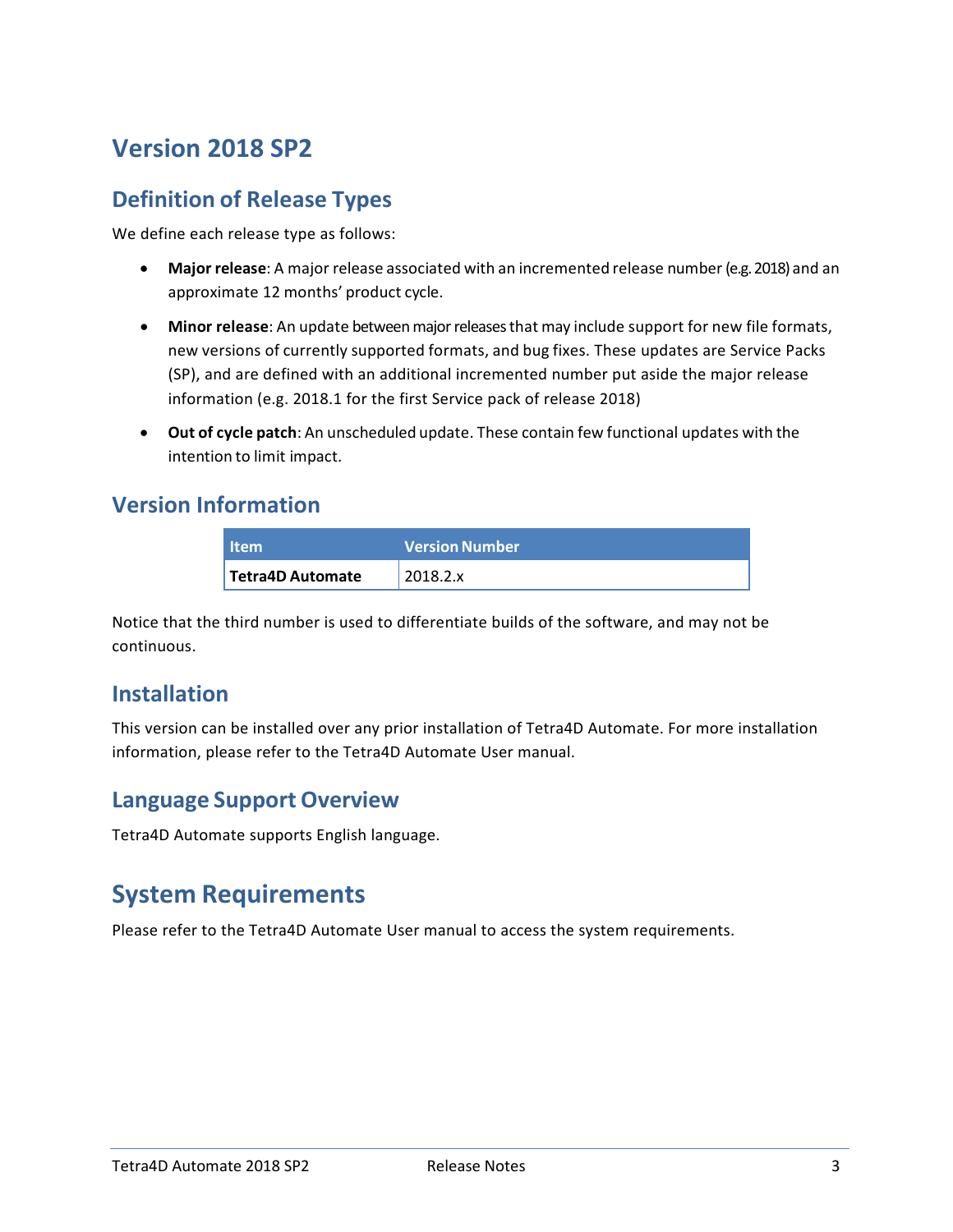# Version 2018 SP2

## Definition of Release Types

We define each release type as follows:

- **Major release**: A major release associated with an incremented release number (e.g. 2018) and an approximate 12 months' product cycle.
- **Minor release**: An update between major releases that may include support for new file formats, new versions of currently supported formats, and bug fixes. These updates are Service Packs (SP), and are defined with an additional incremented number put aside the major release information (e.g. 2018.1 for the first Service pack of release 2018)
- **Out of cycle patch**: An unscheduled update. These contain few functional updates with the intention to limit impact.

## Version Information

| Item | Version Number |
|---|---|
| **Tetra4D Automate** | 2018.2.x |

Notice that the third number is used to differentiate builds of the software, and may not be continuous.

## Installation

This version can be installed over any prior installation of Tetra4D Automate. For more installation information, please refer to the Tetra4D Automate User manual.

## Language Support Overview

Tetra4D Automate supports English language.

# System Requirements

Please refer to the Tetra4D Automate User manual to access the system requirements.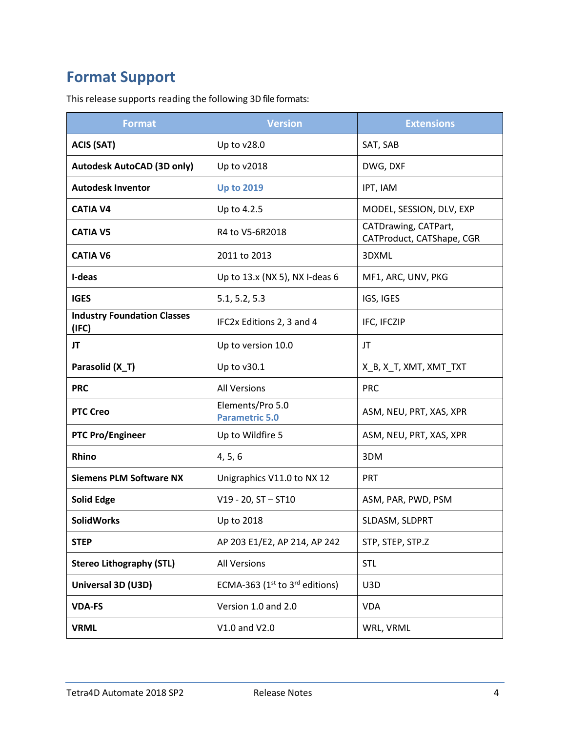## Format Support

This release supports reading the following 3D file formats:

| Format | Version | Extensions |
|---|---|---|
| **ACIS (SAT)** | Up to v28.0 | SAT, SAB |
| **Autodesk AutoCAD (3D only)** | Up to v2018 | DWG, DXF |
| **Autodesk Inventor** | **Up to 2019** | IPT, IAM |
| **CATIA V4** | Up to 4.2.5 | MODEL, SESSION, DLV, EXP |
| **CATIA V5** | R4 to V5-6R2018 | CATDrawing, CATPart, CATProduct, CATShape, CGR |
| **CATIA V6** | 2011 to 2013 | 3DXML |
| **I-deas** | Up to 13.x (NX 5), NX I-deas 6 | MF1, ARC, UNV, PKG |
| **IGES** | 5.1, 5.2, 5.3 | IGS, IGES |
| **Industry Foundation Classes (IFC)** | IFC2x Editions 2, 3 and 4 | IFC, IFCZIP |
| **JT** | Up to version 10.0 | JT |
| **Parasolid (X_T)** | Up to v30.1 | X_B, X_T, XMT, XMT_TXT |
| **PRC** | All Versions | PRC |
| **PTC Creo** | Elements/Pro 5.0 **Parametric 5.0** | ASM, NEU, PRT, XAS, XPR |
| **PTC Pro/Engineer** | Up to Wildfire 5 | ASM, NEU, PRT, XAS, XPR |
| **Rhino** | 4, 5, 6 | 3DM |
| **Siemens PLM Software NX** | Unigraphics V11.0 to NX 12 | PRT |
| **Solid Edge** | V19 - 20, ST – ST10 | ASM, PAR, PWD, PSM |
| **SolidWorks** | Up to 2018 | SLDASM, SLDPRT |
| **STEP** | AP 203 E1/E2, AP 214, AP 242 | STP, STEP, STP.Z |
| **Stereo Lithography (STL)** | All Versions | STL |
| **Universal 3D (U3D)** | ECMA-363 (1st to 3rd editions) | U3D |
| **VDA-FS** | Version 1.0 and 2.0 | VDA |
| **VRML** | V1.0 and V2.0 | WRL, VRML |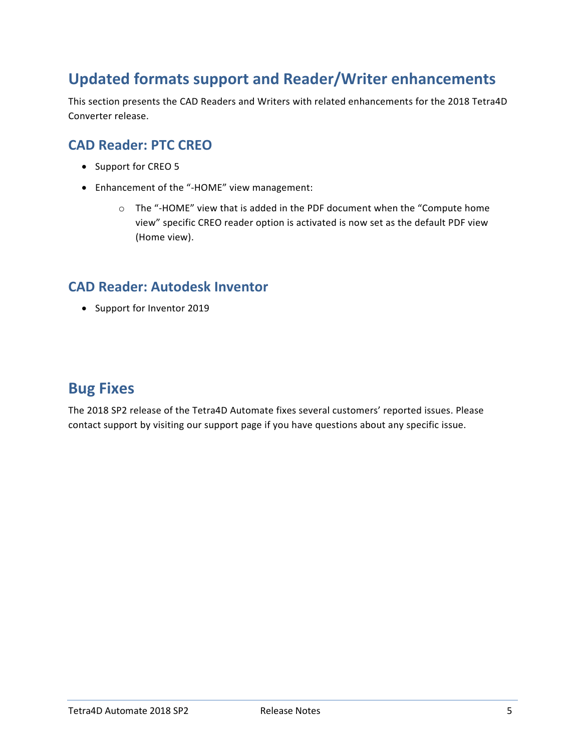## Updated formats support and Reader/Writer enhancements

This section presents the CAD Readers and Writers with related enhancements for the 2018 Tetra4D Converter release.

### CAD Reader: PTC CREO

- Support for CREO 5
- Enhancement of the “-HOME” view management:
  - The “-HOME” view that is added in the PDF document when the “Compute home view” specific CREO reader option is activated is now set as the default PDF view (Home view).

### CAD Reader: Autodesk Inventor

- Support for Inventor 2019

## Bug Fixes

The 2018 SP2 release of the Tetra4D Automate fixes several customers’ reported issues. Please contact support by visiting our support page if you have questions about any specific issue.